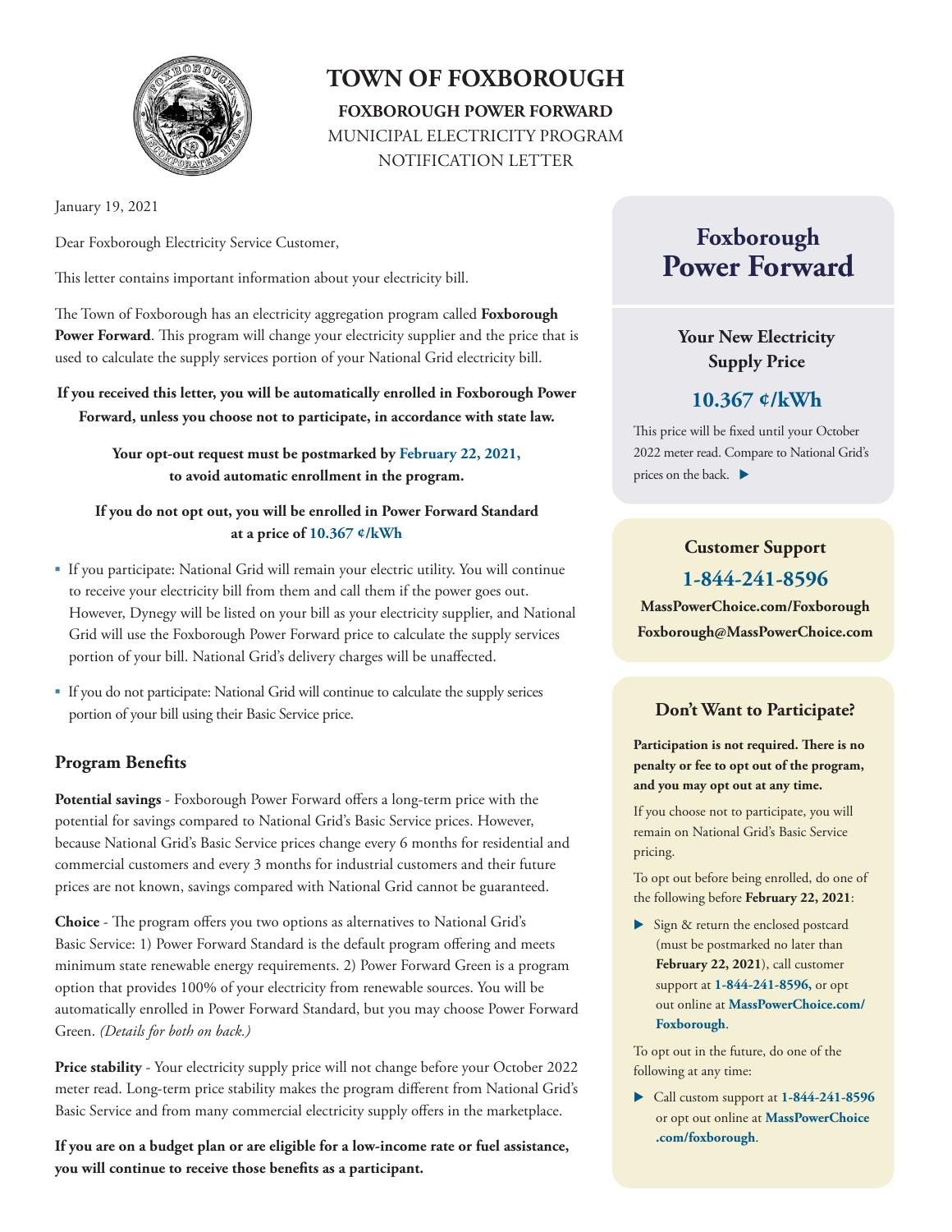# TOWN OF FOXBOROUGH

**FOXBOROUGH POWER FORWARD**

MUNICIPAL ELECTRICITY PROGRAM

NOTIFICATION LETTER

January 19, 2021

Dear Foxborough Electricity Service Customer,

This letter contains important information about your electricity bill.

The Town of Foxborough has an electricity aggregation program called **Foxborough Power Forward**. This program will change your electricity supplier and the price that is used to calculate the supply services portion of your National Grid electricity bill.

**If you received this letter, you will be automatically enrolled in Foxborough Power Forward, unless you choose not to participate, in accordance with state law.**

**Your opt-out request must be postmarked by February 22, 2021, to avoid automatic enrollment in the program.**

**If you do not opt out, you will be enrolled in Power Forward Standard at a price of 10.367 ¢/kWh**

- If you participate: National Grid will remain your electric utility. You will continue to receive your electricity bill from them and call them if the power goes out. However, Dynegy will be listed on your bill as your electricity supplier, and National Grid will use the Foxborough Power Forward price to calculate the supply services portion of your bill. National Grid's delivery charges will be unaffected.
- If you do not participate: National Grid will continue to calculate the supply serices portion of your bill using their Basic Service price.

## Program Benefits

**Potential savings** - Foxborough Power Forward offers a long-term price with the potential for savings compared to National Grid's Basic Service prices. However, because National Grid's Basic Service prices change every 6 months for residential and commercial customers and every 3 months for industrial customers and their future prices are not known, savings compared with National Grid cannot be guaranteed.

**Choice** - The program offers you two options as alternatives to National Grid's Basic Service: 1) Power Forward Standard is the default program offering and meets minimum state renewable energy requirements. 2) Power Forward Green is a program option that provides 100% of your electricity from renewable sources. You will be automatically enrolled in Power Forward Standard, but you may choose Power Forward Green. *(Details for both on back.)*

**Price stability** - Your electricity supply price will not change before your October 2022 meter read. Long-term price stability makes the program different from National Grid's Basic Service and from many commercial electricity supply offers in the marketplace.

**If you are on a budget plan or are eligible for a low-income rate or fuel assistance, you will continue to receive those benefits as a participant.**

## Foxborough Power Forward

### Your New Electricity Supply Price

**10.367 ¢/kWh**

This price will be fixed until your October 2022 meter read. Compare to National Grid's prices on the back. ▶

### Customer Support

**1-844-241-8596**

**MassPowerChoice.com/Foxborough**

**Foxborough@MassPowerChoice.com**

### Don't Want to Participate?

**Participation is not required. There is no penalty or fee to opt out of the program, and you may opt out at any time.**

If you choose not to participate, you will remain on National Grid's Basic Service pricing.

To opt out before being enrolled, do one of the following before **February 22, 2021**:

- Sign & return the enclosed postcard (must be postmarked no later than **February 22, 2021**), call customer support at **1-844-241-8596,** or opt out online at **MassPowerChoice.com/Foxborough**.

To opt out in the future, do one of the following at any time:

- Call custom support at **1-844-241-8596** or opt out online at **MassPowerChoice.com/foxborough**.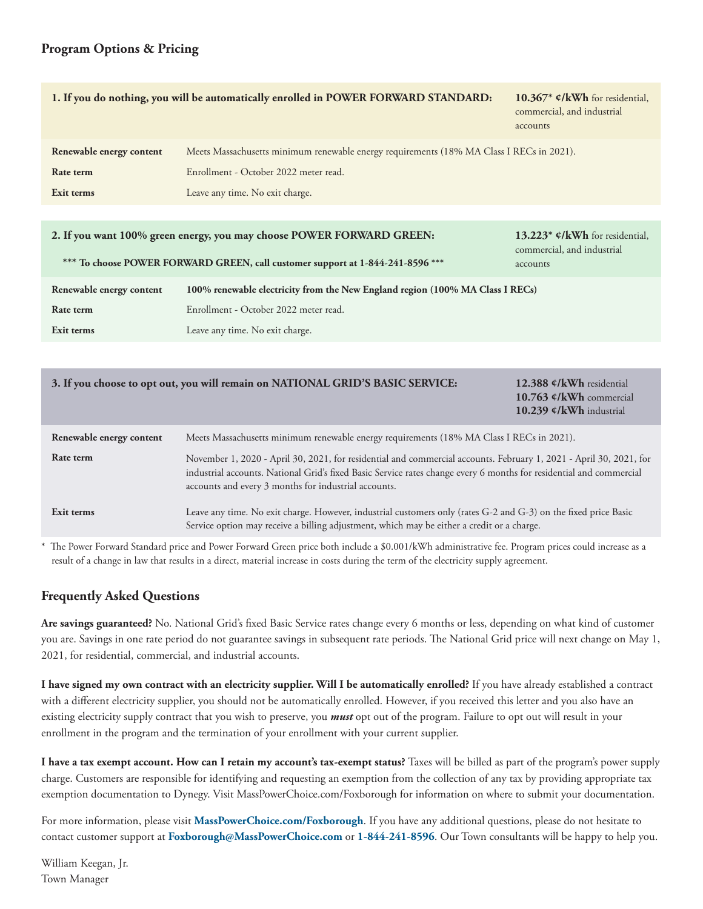## Program Options & Pricing

| **1. If you do nothing, you will be automatically enrolled in POWER FORWARD STANDARD:** | **10.367* ¢/kWh** for residential, commercial, and industrial accounts |
|---|---|
| **Renewable energy content** | Meets Massachusetts minimum renewable energy requirements (18% MA Class I RECs in 2021). |
| **Rate term** | Enrollment - October 2022 meter read. |
| **Exit terms** | Leave any time. No exit charge. |

| **2. If you want 100% green energy, you may choose POWER FORWARD GREEN:** *** To choose POWER FORWARD GREEN, call customer support at 1-844-241-8596 *** | **13.223* ¢/kWh** for residential, commercial, and industrial accounts |
|---|---|
| **Renewable energy content** | **100% renewable electricity from the New England region (100% MA Class I RECs)** |
| **Rate term** | Enrollment - October 2022 meter read. |
| **Exit terms** | Leave any time. No exit charge. |

| **3. If you choose to opt out, you will remain on NATIONAL GRID'S BASIC SERVICE:** | **12.388 ¢/kWh** residential<br>**10.763 ¢/kWh** commercial<br>**10.239 ¢/kWh** industrial |
|---|---|
| **Renewable energy content** | Meets Massachusetts minimum renewable energy requirements (18% MA Class I RECs in 2021). |
| **Rate term** | November 1, 2020 - April 30, 2021, for residential and commercial accounts. February 1, 2021 - April 30, 2021, for industrial accounts. National Grid's fixed Basic Service rates change every 6 months for residential and commercial accounts and every 3 months for industrial accounts. |
| **Exit terms** | Leave any time. No exit charge. However, industrial customers only (rates G-2 and G-3) on the fixed price Basic Service option may receive a billing adjustment, which may be either a credit or a charge. |

* The Power Forward Standard price and Power Forward Green price both include a $0.001/kWh administrative fee. Program prices could increase as a result of a change in law that results in a direct, material increase in costs during the term of the electricity supply agreement.

## Frequently Asked Questions

**Are savings guaranteed?** No. National Grid's fixed Basic Service rates change every 6 months or less, depending on what kind of customer you are. Savings in one rate period do not guarantee savings in subsequent rate periods. The National Grid price will next change on May 1, 2021, for residential, commercial, and industrial accounts.

**I have signed my own contract with an electricity supplier. Will I be automatically enrolled?** If you have already established a contract with a different electricity supplier, you should not be automatically enrolled. However, if you received this letter and you also have an existing electricity supply contract that you wish to preserve, you ***must*** opt out of the program. Failure to opt out will result in your enrollment in the program and the termination of your enrollment with your current supplier.

**I have a tax exempt account. How can I retain my account's tax-exempt status?** Taxes will be billed as part of the program's power supply charge. Customers are responsible for identifying and requesting an exemption from the collection of any tax by providing appropriate tax exemption documentation to Dynegy. Visit MassPowerChoice.com/Foxborough for information on where to submit your documentation.

For more information, please visit **MassPowerChoice.com/Foxborough**. If you have any additional questions, please do not hesitate to contact customer support at **Foxborough@MassPowerChoice.com** or **1-844-241-8596**. Our Town consultants will be happy to help you.

William Keegan, Jr.
Town Manager